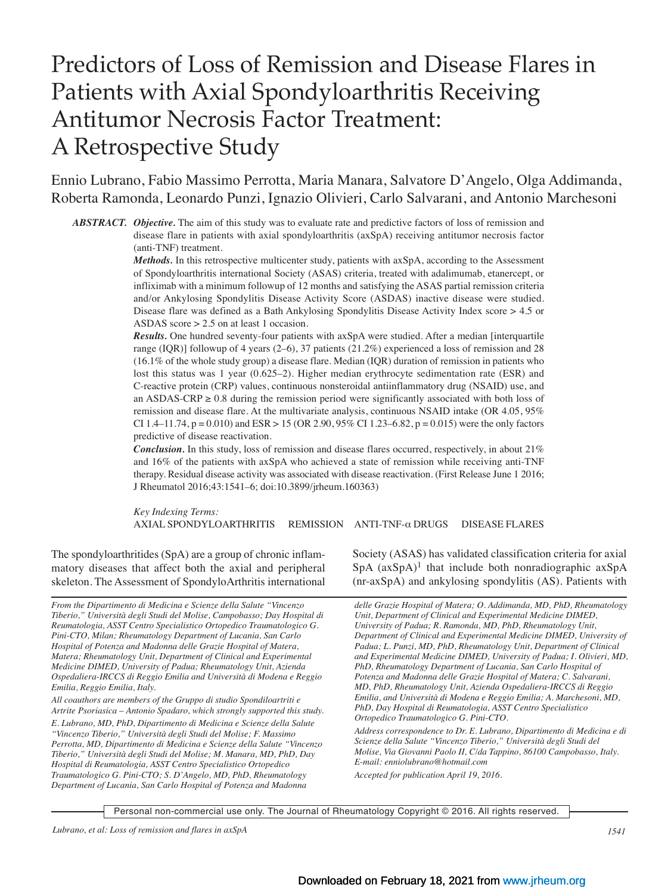# Predictors of Loss of Remission and Disease Flares in Patients with Axial Spondyloarthritis Receiving Antitumor Necrosis Factor Treatment: A Retrospective Study

Ennio Lubrano, Fabio Massimo Perrotta, Maria Manara, Salvatore D'Angelo, Olga Addimanda, Roberta Ramonda, Leonardo Punzi, Ignazio Olivieri, Carlo Salvarani, and Antonio Marchesoni

***ABSTRACT.*** ***Objective.*** The aim of this study was to evaluate rate and predictive factors of loss of remission and disease flare in patients with axial spondyloarthritis (axSpA) receiving antitumor necrosis factor (anti-TNF) treatment.

***Methods.*** In this retrospective multicenter study, patients with axSpA, according to the Assessment of Spondyloarthritis international Society (ASAS) criteria, treated with adalimumab, etanercept, or infliximab with a minimum followup of 12 months and satisfying the ASAS partial remission criteria and/or Ankylosing Spondylitis Disease Activity Score (ASDAS) inactive disease were studied. Disease flare was defined as a Bath Ankylosing Spondylitis Disease Activity Index score > 4.5 or ASDAS score > 2.5 on at least 1 occasion.

***Results.*** One hundred seventy-four patients with axSpA were studied. After a median [interquartile range (IQR)] followup of 4 years (2–6), 37 patients (21.2%) experienced a loss of remission and 28 (16.1% of the whole study group) a disease flare. Median (IQR) duration of remission in patients who lost this status was 1 year (0.625–2). Higher median erythrocyte sedimentation rate (ESR) and C-reactive protein (CRP) values, continuous nonsteroidal antiinflammatory drug (NSAID) use, and an ASDAS-CRP ≥ 0.8 during the remission period were significantly associated with both loss of remission and disease flare. At the multivariate analysis, continuous NSAID intake (OR 4.05, 95% CI 1.4–11.74, p = 0.010) and ESR > 15 (OR 2.90, 95% CI 1.23–6.82, p = 0.015) were the only factors predictive of disease reactivation.

***Conclusion.*** In this study, loss of remission and disease flares occurred, respectively, in about 21% and 16% of the patients with axSpA who achieved a state of remission while receiving anti-TNF therapy. Residual disease activity was associated with disease reactivation. (First Release June 1 2016; J Rheumatol 2016;43:1541–6; doi:10.3899/jrheum.160363)

*Key Indexing Terms:*
AXIAL SPONDYLOARTHRITIS    REMISSION    ANTI-TNF-α DRUGS    DISEASE FLARES

The spondyloarthritides (SpA) are a group of chronic inflammatory diseases that affect both the axial and peripheral skeleton. The Assessment of SpondyloArthritis international Society (ASAS) has validated classification criteria for axial SpA (axSpA)[1] that include both nonradiographic axSpA (nr-axSpA) and ankylosing spondylitis (AS). Patients with

*From the Dipartimento di Medicina e Scienze della Salute "Vincenzo Tiberio," Università degli Studi del Molise, Campobasso; Day Hospital di Reumatologia, ASST Centro Specialistico Ortopedico Traumatologico G. Pini-CTO, Milan; Rheumatology Department of Lucania, San Carlo Hospital of Potenza and Madonna delle Grazie Hospital of Matera, Matera; Rheumatology Unit, Department of Clinical and Experimental Medicine DIMED, University of Padua; Rheumatology Unit, Azienda Ospedaliera-IRCCS di Reggio Emilia and Università di Modena e Reggio Emilia, Reggio Emilia, Italy.*

*All coauthors are members of the Gruppo di studio Spondiloartriti e Artrite Psoriasica – Antonio Spadaro, which strongly supported this study.*

*E. Lubrano, MD, PhD, Dipartimento di Medicina e Scienze della Salute "Vincenzo Tiberio," Università degli Studi del Molise; F. Massimo Perrotta, MD, Dipartimento di Medicina e Scienze della Salute "Vincenzo Tiberio," Università degli Studi del Molise; M. Manara, MD, PhD, Day Hospital di Reumatologia, ASST Centro Specialistico Ortopedico Traumatologico G. Pini-CTO; S. D'Angelo, MD, PhD, Rheumatology Department of Lucania, San Carlo Hospital of Potenza and Madonna delle Grazie Hospital of Matera; O. Addimanda, MD, PhD, Rheumatology Unit, Department of Clinical and Experimental Medicine DIMED, University of Padua; R. Ramonda, MD, PhD, Rheumatology Unit, Department of Clinical and Experimental Medicine DIMED, University of Padua; L. Punzi, MD, PhD, Rheumatology Unit, Department of Clinical and Experimental Medicine DIMED, University of Padua; I. Olivieri, MD, PhD, Rheumatology Department of Lucania, San Carlo Hospital of Potenza and Madonna delle Grazie Hospital of Matera; C. Salvarani, MD, PhD, Rheumatology Unit, Azienda Ospedaliera-IRCCS di Reggio Emilia, and Università di Modena e Reggio Emilia; A. Marchesoni, MD, PhD, Day Hospital di Reumatologia, ASST Centro Specialistico Ortopedico Traumatologico G. Pini-CTO.*

*Address correspondence to Dr. E. Lubrano, Dipartimento di Medicina e di Scienze della Salute "Vincenzo Tiberio," Università degli Studi del Molise, Via Giovanni Paolo II, C/da Tappino, 86100 Campobasso, Italy. E-mail: enniolubrano@hotmail.com*

*Accepted for publication April 19, 2016.*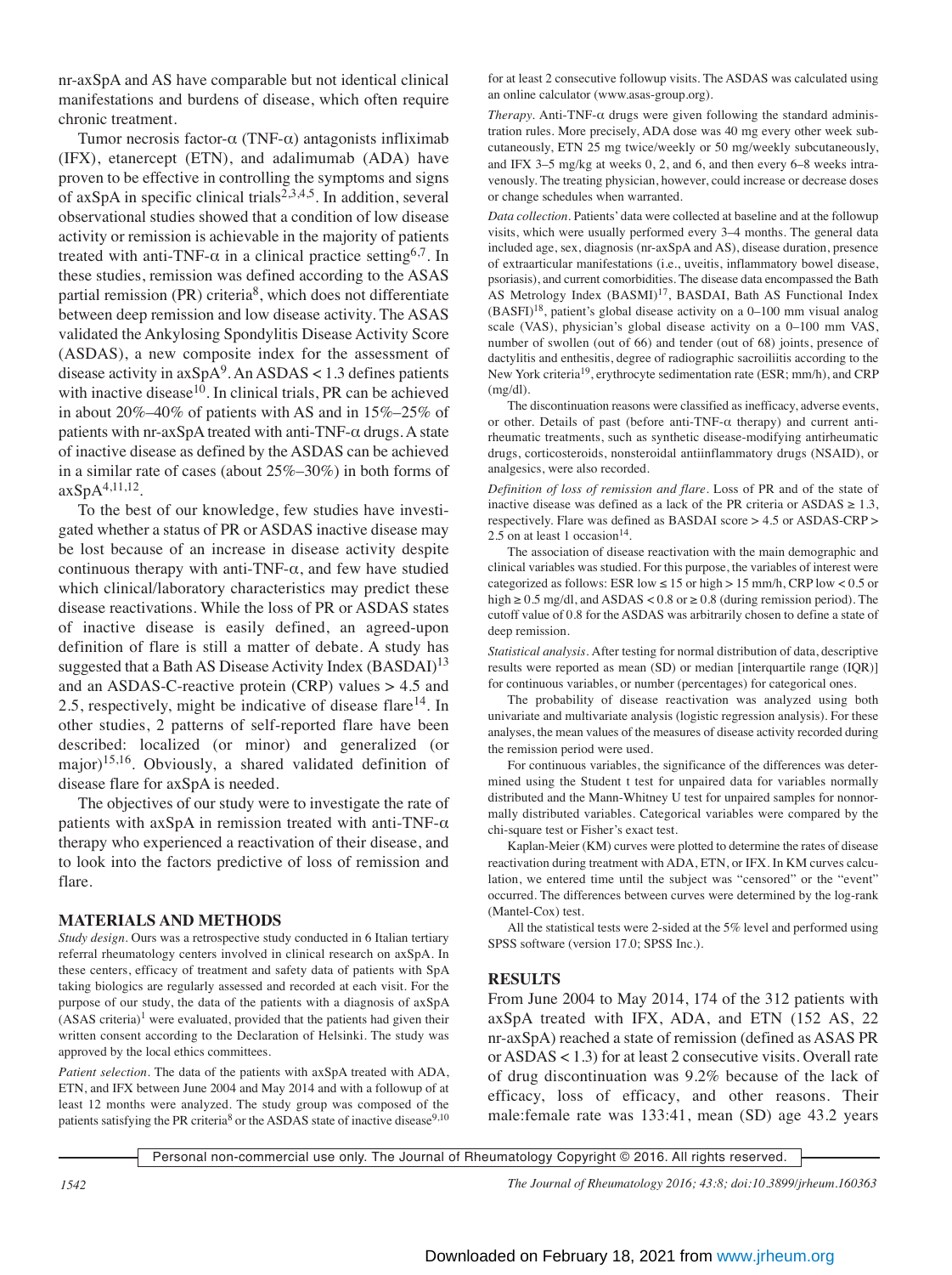nr-axSpA and AS have comparable but not identical clinical manifestations and burdens of disease, which often require chronic treatment.

Tumor necrosis factor-α (TNF-α) antagonists infliximab (IFX), etanercept (ETN), and adalimumab (ADA) have proven to be effective in controlling the symptoms and signs of axSpA in specific clinical trials[2,3,4,5]. In addition, several observational studies showed that a condition of low disease activity or remission is achievable in the majority of patients treated with anti-TNF-α in a clinical practice setting[6,7]. In these studies, remission was defined according to the ASAS partial remission (PR) criteria[8], which does not differentiate between deep remission and low disease activity. The ASAS validated the Ankylosing Spondylitis Disease Activity Score (ASDAS), a new composite index for the assessment of disease activity in axSpA[9]. An ASDAS < 1.3 defines patients with inactive disease[10]. In clinical trials, PR can be achieved in about 20%–40% of patients with AS and in 15%–25% of patients with nr-axSpA treated with anti-TNF-α drugs. A state of inactive disease as defined by the ASDAS can be achieved in a similar rate of cases (about 25%–30%) in both forms of axSpA[4,11,12].

To the best of our knowledge, few studies have investigated whether a status of PR or ASDAS inactive disease may be lost because of an increase in disease activity despite continuous therapy with anti-TNF-α, and few have studied which clinical/laboratory characteristics may predict these disease reactivations. While the loss of PR or ASDAS states of inactive disease is easily defined, an agreed-upon definition of flare is still a matter of debate. A study has suggested that a Bath AS Disease Activity Index (BASDAI)[13] and an ASDAS-C-reactive protein (CRP) values > 4.5 and 2.5, respectively, might be indicative of disease flare[14]. In other studies, 2 patterns of self-reported flare have been described: localized (or minor) and generalized (or major)[15,16]. Obviously, a shared validated definition of disease flare for axSpA is needed.

The objectives of our study were to investigate the rate of patients with axSpA in remission treated with anti-TNF-α therapy who experienced a reactivation of their disease, and to look into the factors predictive of loss of remission and flare.

## MATERIALS AND METHODS

*Study design.* Ours was a retrospective study conducted in 6 Italian tertiary referral rheumatology centers involved in clinical research on axSpA. In these centers, efficacy of treatment and safety data of patients with SpA taking biologics are regularly assessed and recorded at each visit. For the purpose of our study, the data of the patients with a diagnosis of axSpA (ASAS criteria)[1] were evaluated, provided that the patients had given their written consent according to the Declaration of Helsinki. The study was approved by the local ethics committees.

*Patient selection.* The data of the patients with axSpA treated with ADA, ETN, and IFX between June 2004 and May 2014 and with a followup of at least 12 months were analyzed. The study group was composed of the patients satisfying the PR criteria[8] or the ASDAS state of inactive disease[9,10] for at least 2 consecutive followup visits. The ASDAS was calculated using an online calculator (www.asas-group.org).

*Therapy.* Anti-TNF-α drugs were given following the standard administration rules. More precisely, ADA dose was 40 mg every other week subcutaneously, ETN 25 mg twice/weekly or 50 mg/weekly subcutaneously, and IFX 3–5 mg/kg at weeks 0, 2, and 6, and then every 6–8 weeks intravenously. The treating physician, however, could increase or decrease doses or change schedules when warranted.

*Data collection.* Patients' data were collected at baseline and at the followup visits, which were usually performed every 3–4 months. The general data included age, sex, diagnosis (nr-axSpA and AS), disease duration, presence of extraarticular manifestations (i.e., uveitis, inflammatory bowel disease, psoriasis), and current comorbidities. The disease data encompassed the Bath AS Metrology Index (BASMI)[17], BASDAI, Bath AS Functional Index (BASFI)[18], patient's global disease activity on a 0–100 mm visual analog scale (VAS), physician's global disease activity on a 0–100 mm VAS, number of swollen (out of 66) and tender (out of 68) joints, presence of dactylitis and enthesitis, degree of radiographic sacroiliitis according to the New York criteria[19], erythrocyte sedimentation rate (ESR; mm/h), and CRP (mg/dl).

The discontinuation reasons were classified as inefficacy, adverse events, or other. Details of past (before anti-TNF-α therapy) and current antirheumatic treatments, such as synthetic disease-modifying antirheumatic drugs, corticosteroids, nonsteroidal antiinflammatory drugs (NSAID), or analgesics, were also recorded.

*Definition of loss of remission and flare.* Loss of PR and of the state of inactive disease was defined as a lack of the PR criteria or ASDAS ≥ 1.3, respectively. Flare was defined as BASDAI score > 4.5 or ASDAS-CRP > 2.5 on at least 1 occasion[14].

The association of disease reactivation with the main demographic and clinical variables was studied. For this purpose, the variables of interest were categorized as follows: ESR low ≤ 15 or high > 15 mm/h, CRP low < 0.5 or high ≥ 0.5 mg/dl, and ASDAS < 0.8 or ≥ 0.8 (during remission period). The cutoff value of 0.8 for the ASDAS was arbitrarily chosen to define a state of deep remission.

*Statistical analysis.* After testing for normal distribution of data, descriptive results were reported as mean (SD) or median [interquartile range (IQR)] for continuous variables, or number (percentages) for categorical ones.

The probability of disease reactivation was analyzed using both univariate and multivariate analysis (logistic regression analysis). For these analyses, the mean values of the measures of disease activity recorded during the remission period were used.

For continuous variables, the significance of the differences was determined using the Student t test for unpaired data for variables normally distributed and the Mann-Whitney U test for unpaired samples for nonnormally distributed variables. Categorical variables were compared by the chi-square test or Fisher's exact test.

Kaplan-Meier (KM) curves were plotted to determine the rates of disease reactivation during treatment with ADA, ETN, or IFX. In KM curves calculation, we entered time until the subject was "censored" or the "event" occurred. The differences between curves were determined by the log-rank (Mantel-Cox) test.

All the statistical tests were 2-sided at the 5% level and performed using SPSS software (version 17.0; SPSS Inc.).

## RESULTS

From June 2004 to May 2014, 174 of the 312 patients with axSpA treated with IFX, ADA, and ETN (152 AS, 22 nr-axSpA) reached a state of remission (defined as ASAS PR or ASDAS < 1.3) for at least 2 consecutive visits. Overall rate of drug discontinuation was 9.2% because of the lack of efficacy, loss of efficacy, and other reasons. Their male:female rate was 133:41, mean (SD) age 43.2 years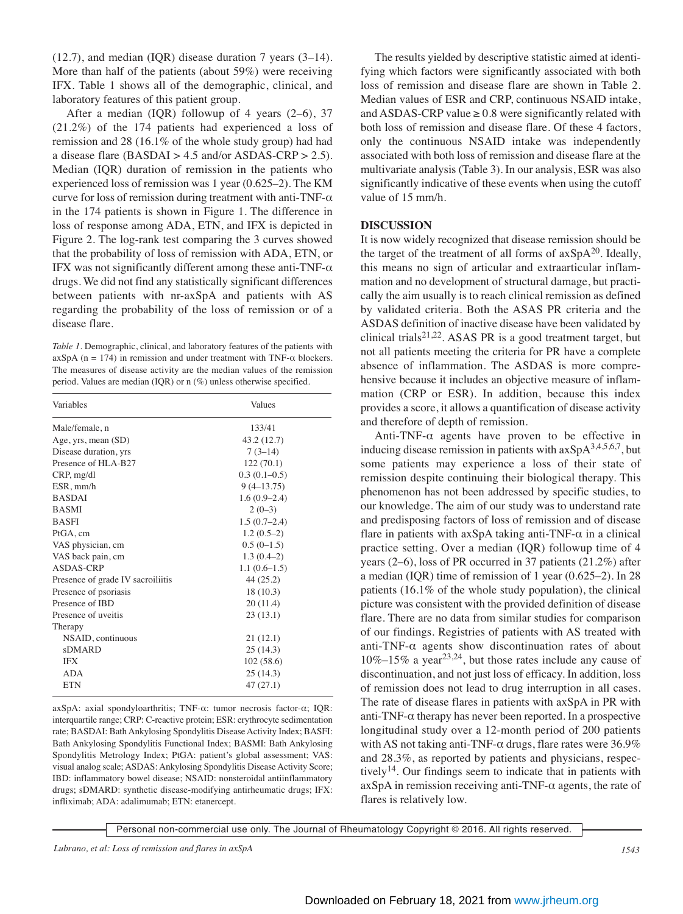(12.7), and median (IQR) disease duration 7 years (3–14). More than half of the patients (about 59%) were receiving IFX. Table 1 shows all of the demographic, clinical, and laboratory features of this patient group.

After a median (IQR) followup of 4 years (2–6), 37 (21.2%) of the 174 patients had experienced a loss of remission and 28 (16.1% of the whole study group) had had a disease flare (BASDAI > 4.5 and/or ASDAS-CRP > 2.5). Median (IQR) duration of remission in the patients who experienced loss of remission was 1 year (0.625–2). The KM curve for loss of remission during treatment with anti-TNF-α in the 174 patients is shown in Figure 1. The difference in loss of response among ADA, ETN, and IFX is depicted in Figure 2. The log-rank test comparing the 3 curves showed that the probability of loss of remission with ADA, ETN, or IFX was not significantly different among these anti-TNF-α drugs. We did not find any statistically significant differences between patients with nr-axSpA and patients with AS regarding the probability of the loss of remission or of a disease flare.

*Table 1.* Demographic, clinical, and laboratory features of the patients with axSpA (n = 174) in remission and under treatment with TNF-α blockers. The measures of disease activity are the median values of the remission period. Values are median (IQR) or n (%) unless otherwise specified.

| Variables | Values |
|---|---|
| Male/female, n | 133/41 |
| Age, yrs, mean (SD) | 43.2 (12.7) |
| Disease duration, yrs | 7 (3–14) |
| Presence of HLA-B27 | 122 (70.1) |
| CRP, mg/dl | 0.3 (0.1–0.5) |
| ESR, mm/h | 9 (4–13.75) |
| BASDAI | 1.6 (0.9–2.4) |
| BASMI | 2 (0–3) |
| BASFI | 1.5 (0.7–2.4) |
| PtGA, cm | 1.2 (0.5–2) |
| VAS physician, cm | 0.5 (0–1.5) |
| VAS back pain, cm | 1.3 (0.4–2) |
| ASDAS-CRP | 1.1 (0.6–1.5) |
| Presence of grade IV sacroiliitis | 44 (25.2) |
| Presence of psoriasis | 18 (10.3) |
| Presence of IBD | 20 (11.4) |
| Presence of uveitis | 23 (13.1) |
| Therapy | |
| NSAID, continuous | 21 (12.1) |
| sDMARD | 25 (14.3) |
| IFX | 102 (58.6) |
| ADA | 25 (14.3) |
| ETN | 47 (27.1) |

axSpA: axial spondyloarthritis; TNF-α: tumor necrosis factor-α; IQR: interquartile range; CRP: C-reactive protein; ESR: erythrocyte sedimentation rate; BASDAI: Bath Ankylosing Spondylitis Disease Activity Index; BASFI: Bath Ankylosing Spondylitis Functional Index; BASMI: Bath Ankylosing Spondylitis Metrology Index; PtGA: patient's global assessment; VAS: visual analog scale; ASDAS: Ankylosing Spondylitis Disease Activity Score; IBD: inflammatory bowel disease; NSAID: nonsteroidal antiinflammatory drugs; sDMARD: synthetic disease-modifying antirheumatic drugs; IFX: infliximab; ADA: adalimumab; ETN: etanercept.

The results yielded by descriptive statistic aimed at identifying which factors were significantly associated with both loss of remission and disease flare are shown in Table 2. Median values of ESR and CRP, continuous NSAID intake, and ASDAS-CRP value ≥ 0.8 were significantly related with both loss of remission and disease flare. Of these 4 factors, only the continuous NSAID intake was independently associated with both loss of remission and disease flare at the multivariate analysis (Table 3). In our analysis, ESR was also significantly indicative of these events when using the cutoff value of 15 mm/h.

## DISCUSSION

It is now widely recognized that disease remission should be the target of the treatment of all forms of axSpA[20]. Ideally, this means no sign of articular and extraarticular inflammation and no development of structural damage, but practically the aim usually is to reach clinical remission as defined by validated criteria. Both the ASAS PR criteria and the ASDAS definition of inactive disease have been validated by clinical trials[21,22]. ASAS PR is a good treatment target, but not all patients meeting the criteria for PR have a complete absence of inflammation. The ASDAS is more comprehensive because it includes an objective measure of inflammation (CRP or ESR). In addition, because this index provides a score, it allows a quantification of disease activity and therefore of depth of remission.

Anti-TNF-α agents have proven to be effective in inducing disease remission in patients with axSpA[3,4,5,6,7], but some patients may experience a loss of their state of remission despite continuing their biological therapy. This phenomenon has not been addressed by specific studies, to our knowledge. The aim of our study was to understand rate and predisposing factors of loss of remission and of disease flare in patients with axSpA taking anti-TNF-α in a clinical practice setting. Over a median (IQR) followup time of 4 years (2–6), loss of PR occurred in 37 patients (21.2%) after a median (IQR) time of remission of 1 year (0.625–2). In 28 patients (16.1% of the whole study population), the clinical picture was consistent with the provided definition of disease flare. There are no data from similar studies for comparison of our findings. Registries of patients with AS treated with anti-TNF-α agents show discontinuation rates of about 10%–15% a year[23,24], but those rates include any cause of discontinuation, and not just loss of efficacy. In addition, loss of remission does not lead to drug interruption in all cases. The rate of disease flares in patients with axSpA in PR with anti-TNF-α therapy has never been reported. In a prospective longitudinal study over a 12-month period of 200 patients with AS not taking anti-TNF-α drugs, flare rates were 36.9% and 28.3%, as reported by patients and physicians, respectively[14]. Our findings seem to indicate that in patients with axSpA in remission receiving anti-TNF-α agents, the rate of flares is relatively low.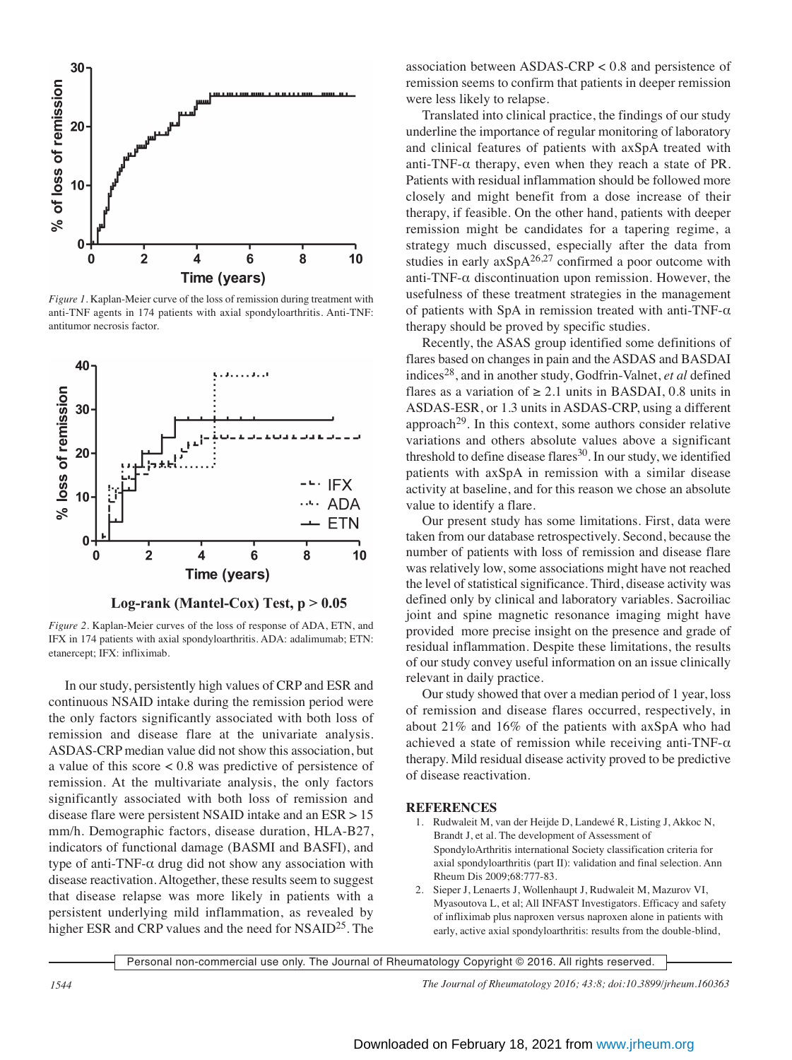*Figure 1*. Kaplan-Meier curve of the loss of remission during treatment with anti-TNF agents in 174 patients with axial spondyloarthritis. Anti-TNF: antitumor necrosis factor.

**Log-rank (Mantel-Cox) Test, p > 0.05**

*Figure 2*. Kaplan-Meier curves of the loss of response of ADA, ETN, and IFX in 174 patients with axial spondyloarthritis. ADA: adalimumab; ETN: etanercept; IFX: infliximab.

In our study, persistently high values of CRP and ESR and continuous NSAID intake during the remission period were the only factors significantly associated with both loss of remission and disease flare at the univariate analysis. ASDAS-CRP median value did not show this association, but a value of this score < 0.8 was predictive of persistence of remission. At the multivariate analysis, the only factors significantly associated with both loss of remission and disease flare were persistent NSAID intake and an ESR > 15 mm/h. Demographic factors, disease duration, HLA-B27, indicators of functional damage (BASMI and BASFI), and type of anti-TNF-α drug did not show any association with disease reactivation. Altogether, these results seem to suggest that disease relapse was more likely in patients with a persistent underlying mild inflammation, as revealed by higher ESR and CRP values and the need for NSAID[25]. The association between ASDAS-CRP < 0.8 and persistence of remission seems to confirm that patients in deeper remission were less likely to relapse.

Translated into clinical practice, the findings of our study underline the importance of regular monitoring of laboratory and clinical features of patients with axSpA treated with anti-TNF-α therapy, even when they reach a state of PR. Patients with residual inflammation should be followed more closely and might benefit from a dose increase of their therapy, if feasible. On the other hand, patients with deeper remission might be candidates for a tapering regime, a strategy much discussed, especially after the data from studies in early axSpA[26,27] confirmed a poor outcome with anti-TNF-α discontinuation upon remission. However, the usefulness of these treatment strategies in the management of patients with SpA in remission treated with anti-TNF-α therapy should be proved by specific studies.

Recently, the ASAS group identified some definitions of flares based on changes in pain and the ASDAS and BASDAI indices[28], and in another study, Godfrin-Valnet, *et al* defined flares as a variation of ≥ 2.1 units in BASDAI, 0.8 units in ASDAS-ESR, or 1.3 units in ASDAS-CRP, using a different approach[29]. In this context, some authors consider relative variations and others absolute values above a significant threshold to define disease flares[30]. In our study, we identified patients with axSpA in remission with a similar disease activity at baseline, and for this reason we chose an absolute value to identify a flare.

Our present study has some limitations. First, data were taken from our database retrospectively. Second, because the number of patients with loss of remission and disease flare was relatively low, some associations might have not reached the level of statistical significance. Third, disease activity was defined only by clinical and laboratory variables. Sacroiliac joint and spine magnetic resonance imaging might have provided more precise insight on the presence and grade of residual inflammation. Despite these limitations, the results of our study convey useful information on an issue clinically relevant in daily practice.

Our study showed that over a median period of 1 year, loss of remission and disease flares occurred, respectively, in about 21% and 16% of the patients with axSpA who had achieved a state of remission while receiving anti-TNF-α therapy. Mild residual disease activity proved to be predictive of disease reactivation.

## REFERENCES

1. Rudwaleit M, van der Heijde D, Landewé R, Listing J, Akkoc N, Brandt J, et al. The development of Assessment of SpondyloArthritis international Society classification criteria for axial spondyloarthritis (part II): validation and final selection. Ann Rheum Dis 2009;68:777-83.
2. Sieper J, Lenaerts J, Wollenhaupt J, Rudwaleit M, Mazurov VI, Myasoutova L, et al; All INFAST Investigators. Efficacy and safety of infliximab plus naproxen versus naproxen alone in patients with early, active axial spondyloarthritis: results from the double-blind,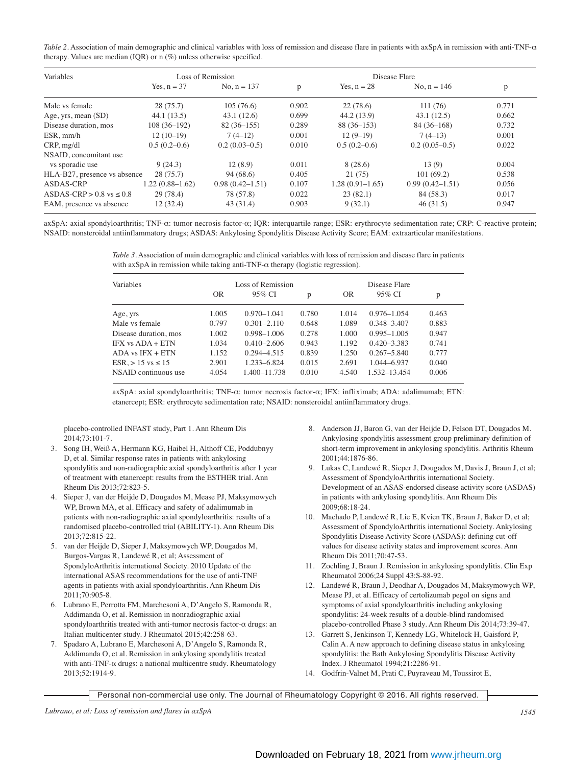*Table 2*. Association of main demographic and clinical variables with loss of remission and disease flare in patients with axSpA in remission with anti-TNF-α therapy. Values are median (IQR) or n (%) unless otherwise specified.

| Variables | Loss of Remission | | | Disease Flare | | |
|---|---|---|---|---|---|---|
| | Yes, n = 37 | No, n = 137 | p | Yes, n = 28 | No, n = 146 | p |
| Male vs female | 28 (75.7) | 105 (76.6) | 0.902 | 22 (78.6) | 111 (76) | 0.771 |
| Age, yrs, mean (SD) | 44.1 (13.5) | 43.1 (12.6) | 0.699 | 44.2 (13.9) | 43.1 (12.5) | 0.662 |
| Disease duration, mos | 108 (36–192) | 82 (36–155) | 0.289 | 88 (36–153) | 84 (36–168) | 0.732 |
| ESR, mm/h | 12 (10–19) | 7 (4–12) | 0.001 | 12 (9–19) | 7 (4–13) | 0.001 |
| CRP, mg/dl | 0.5 (0.2–0.6) | 0.2 (0.03–0.5) | 0.010 | 0.5 (0.2–0.6) | 0.2 (0.05–0.5) | 0.022 |
| NSAID, concomitant use vs sporadic use | 9 (24.3) | 12 (8.9) | 0.011 | 8 (28.6) | 13 (9) | 0.004 |
| HLA-B27, presence vs absence | 28 (75.7) | 94 (68.6) | 0.405 | 21 (75) | 101 (69.2) | 0.538 |
| ASDAS-CRP | 1.22 (0.88–1.62) | 0.98 (0.42–1.51) | 0.107 | 1.28 (0.91–1.65) | 0.99 (0.42–1.51) | 0.056 |
| ASDAS-CRP > 0.8 vs ≤ 0.8 | 29 (78.4) | 78 (57.8) | 0.022 | 23 (82.1) | 84 (58.3) | 0.017 |
| EAM, presence vs absence | 12 (32.4) | 43 (31.4) | 0.903 | 9 (32.1) | 46 (31.5) | 0.947 |

axSpA: axial spondyloarthritis; TNF-α: tumor necrosis factor-α; IQR: interquartile range; ESR: erythrocyte sedimentation rate; CRP: C-reactive protein; NSAID: nonsteroidal antiinflammatory drugs; ASDAS: Ankylosing Spondylitis Disease Activity Score; EAM: extraarticular manifestations.

*Table 3*. Association of main demographic and clinical variables with loss of remission and disease flare in patients with axSpA in remission while taking anti-TNF-α therapy (logistic regression).

| Variables | Loss of Remission | | | Disease Flare | | |
|---|---|---|---|---|---|---|
| | OR | 95% CI | p | OR | 95% CI | p |
| Age, yrs | 1.005 | 0.970–1.041 | 0.780 | 1.014 | 0.976–1.054 | 0.463 |
| Male vs female | 0.797 | 0.301–2.110 | 0.648 | 1.089 | 0.348–3.407 | 0.883 |
| Disease duration, mos | 1.002 | 0.998–1.006 | 0.278 | 1.000 | 0.995–1.005 | 0.947 |
| IFX vs ADA + ETN | 1.034 | 0.410–2.606 | 0.943 | 1.192 | 0.420–3.383 | 0.741 |
| ADA vs IFX + ETN | 1.152 | 0.294–4.515 | 0.839 | 1.250 | 0.267–5.840 | 0.777 |
| ESR, > 15 vs ≤ 15 | 2.901 | 1.233–6.824 | 0.015 | 2.691 | 1.044–6.937 | 0.040 |
| NSAID continuous use | 4.054 | 1.400–11.738 | 0.010 | 4.540 | 1.532–13.454 | 0.006 |

axSpA: axial spondyloarthritis; TNF-α: tumor necrosis factor-α; IFX: infliximab; ADA: adalimumab; ETN: etanercept; ESR: erythrocyte sedimentation rate; NSAID: nonsteroidal antiinflammatory drugs.

placebo-controlled INFAST study, Part 1. Ann Rheum Dis 2014;73:101-7.

3. Song IH, Weiß A, Hermann KG, Haibel H, Althoff CE, Poddubnyy D, et al. Similar response rates in patients with ankylosing spondylitis and non-radiographic axial spondyloarthritis after 1 year of treatment with etanercept: results from the ESTHER trial. Ann Rheum Dis 2013;72:823-5.
4. Sieper J, van der Heijde D, Dougados M, Mease PJ, Maksymowych WP, Brown MA, et al. Efficacy and safety of adalimumab in patients with non-radiographic axial spondyloarthritis: results of a randomised placebo-controlled trial (ABILITY-1). Ann Rheum Dis 2013;72:815-22.
5. van der Heijde D, Sieper J, Maksymowych WP, Dougados M, Burgos-Vargas R, Landewé R, et al; Assessment of SpondyloArthritis international Society. 2010 Update of the international ASAS recommendations for the use of anti-TNF agents in patients with axial spondyloarthritis. Ann Rheum Dis 2011;70:905-8.
6. Lubrano E, Perrotta FM, Marchesoni A, D'Angelo S, Ramonda R, Addimanda O, et al. Remission in nonradiographic axial spondyloarthritis treated with anti-tumor necrosis factor-α drugs: an Italian multicenter study. J Rheumatol 2015;42:258-63.
7. Spadaro A, Lubrano E, Marchesoni A, D'Angelo S, Ramonda R, Addimanda O, et al. Remission in ankylosing spondylitis treated with anti-TNF-α drugs: a national multicentre study. Rheumatology 2013;52:1914-9.
8. Anderson JJ, Baron G, van der Heijde D, Felson DT, Dougados M. Ankylosing spondylitis assessment group preliminary definition of short-term improvement in ankylosing spondylitis. Arthritis Rheum 2001;44:1876-86.
9. Lukas C, Landewé R, Sieper J, Dougados M, Davis J, Braun J, et al; Assessment of SpondyloArthritis international Society. Development of an ASAS-endorsed disease activity score (ASDAS) in patients with ankylosing spondylitis. Ann Rheum Dis 2009;68:18-24.
10. Machado P, Landewé R, Lie E, Kvien TK, Braun J, Baker D, et al; Assessment of SpondyloArthritis international Society. Ankylosing Spondylitis Disease Activity Score (ASDAS): defining cut-off values for disease activity states and improvement scores. Ann Rheum Dis 2011;70:47-53.
11. Zochling J, Braun J. Remission in ankylosing spondylitis. Clin Exp Rheumatol 2006;24 Suppl 43:S-88-92.
12. Landewé R, Braun J, Deodhar A, Dougados M, Maksymowych WP, Mease PJ, et al. Efficacy of certolizumab pegol on signs and symptoms of axial spondyloarthritis including ankylosing spondylitis: 24-week results of a double-blind randomised placebo-controlled Phase 3 study. Ann Rheum Dis 2014;73:39-47.
13. Garrett S, Jenkinson T, Kennedy LG, Whitelock H, Gaisford P, Calin A. A new approach to defining disease status in ankylosing spondylitis: the Bath Ankylosing Spondylitis Disease Activity Index. J Rheumatol 1994;21:2286-91.
14. Godfrin-Valnet M, Prati C, Puyraveau M, Toussirot E,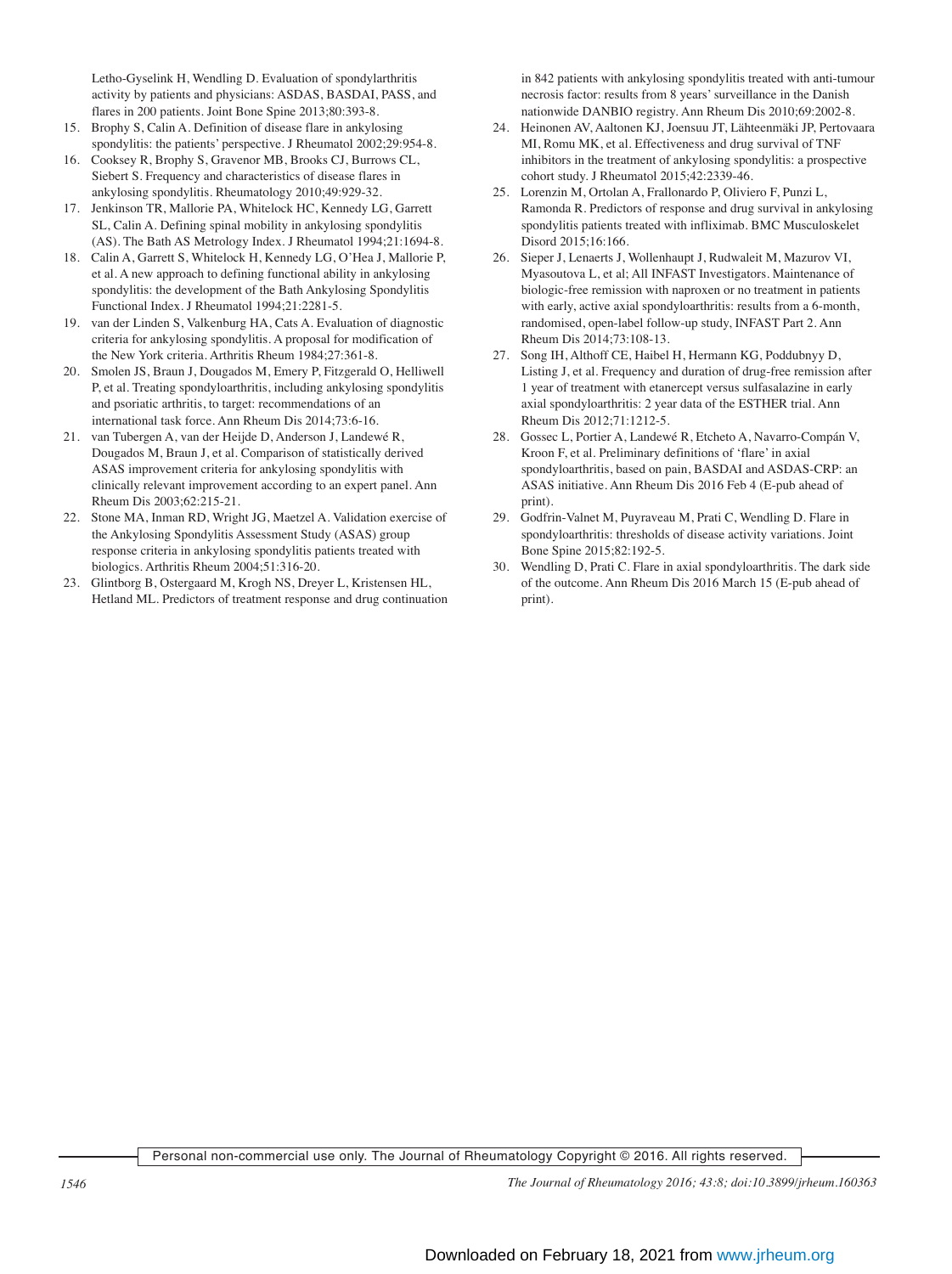Letho-Gyselink H, Wendling D. Evaluation of spondylarthritis activity by patients and physicians: ASDAS, BASDAI, PASS, and flares in 200 patients. Joint Bone Spine 2013;80:393-8.

15. Brophy S, Calin A. Definition of disease flare in ankylosing spondylitis: the patients' perspective. J Rheumatol 2002;29:954-8.
16. Cooksey R, Brophy S, Gravenor MB, Brooks CJ, Burrows CL, Siebert S. Frequency and characteristics of disease flares in ankylosing spondylitis. Rheumatology 2010;49:929-32.
17. Jenkinson TR, Mallorie PA, Whitelock HC, Kennedy LG, Garrett SL, Calin A. Defining spinal mobility in ankylosing spondylitis (AS). The Bath AS Metrology Index. J Rheumatol 1994;21:1694-8.
18. Calin A, Garrett S, Whitelock H, Kennedy LG, O'Hea J, Mallorie P, et al. A new approach to defining functional ability in ankylosing spondylitis: the development of the Bath Ankylosing Spondylitis Functional Index. J Rheumatol 1994;21:2281-5.
19. van der Linden S, Valkenburg HA, Cats A. Evaluation of diagnostic criteria for ankylosing spondylitis. A proposal for modification of the New York criteria. Arthritis Rheum 1984;27:361-8.
20. Smolen JS, Braun J, Dougados M, Emery P, Fitzgerald O, Helliwell P, et al. Treating spondyloarthritis, including ankylosing spondylitis and psoriatic arthritis, to target: recommendations of an international task force. Ann Rheum Dis 2014;73:6-16.
21. van Tubergen A, van der Heijde D, Anderson J, Landewé R, Dougados M, Braun J, et al. Comparison of statistically derived ASAS improvement criteria for ankylosing spondylitis with clinically relevant improvement according to an expert panel. Ann Rheum Dis 2003;62:215-21.
22. Stone MA, Inman RD, Wright JG, Maetzel A. Validation exercise of the Ankylosing Spondylitis Assessment Study (ASAS) group response criteria in ankylosing spondylitis patients treated with biologics. Arthritis Rheum 2004;51:316-20.
23. Glintborg B, Ostergaard M, Krogh NS, Dreyer L, Kristensen HL, Hetland ML. Predictors of treatment response and drug continuation in 842 patients with ankylosing spondylitis treated with anti-tumour necrosis factor: results from 8 years' surveillance in the Danish nationwide DANBIO registry. Ann Rheum Dis 2010;69:2002-8.
24. Heinonen AV, Aaltonen KJ, Joensuu JT, Lähteenmäki JP, Pertovaara MI, Romu MK, et al. Effectiveness and drug survival of TNF inhibitors in the treatment of ankylosing spondylitis: a prospective cohort study. J Rheumatol 2015;42:2339-46.
25. Lorenzin M, Ortolan A, Frallonardo P, Oliviero F, Punzi L, Ramonda R. Predictors of response and drug survival in ankylosing spondylitis patients treated with infliximab. BMC Musculoskelet Disord 2015;16:166.
26. Sieper J, Lenaerts J, Wollenhaupt J, Rudwaleit M, Mazurov VI, Myasoutova L, et al; All INFAST Investigators. Maintenance of biologic-free remission with naproxen or no treatment in patients with early, active axial spondyloarthritis: results from a 6-month, randomised, open-label follow-up study, INFAST Part 2. Ann Rheum Dis 2014;73:108-13.
27. Song IH, Althoff CE, Haibel H, Hermann KG, Poddubnyy D, Listing J, et al. Frequency and duration of drug-free remission after 1 year of treatment with etanercept versus sulfasalazine in early axial spondyloarthritis: 2 year data of the ESTHER trial. Ann Rheum Dis 2012;71:1212-5.
28. Gossec L, Portier A, Landewé R, Etcheto A, Navarro-Compán V, Kroon F, et al. Preliminary definitions of 'flare' in axial spondyloarthritis, based on pain, BASDAI and ASDAS-CRP: an ASAS initiative. Ann Rheum Dis 2016 Feb 4 (E-pub ahead of print).
29. Godfrin-Valnet M, Puyraveau M, Prati C, Wendling D. Flare in spondyloarthritis: thresholds of disease activity variations. Joint Bone Spine 2015;82:192-5.
30. Wendling D, Prati C. Flare in axial spondyloarthritis. The dark side of the outcome. Ann Rheum Dis 2016 March 15 (E-pub ahead of print).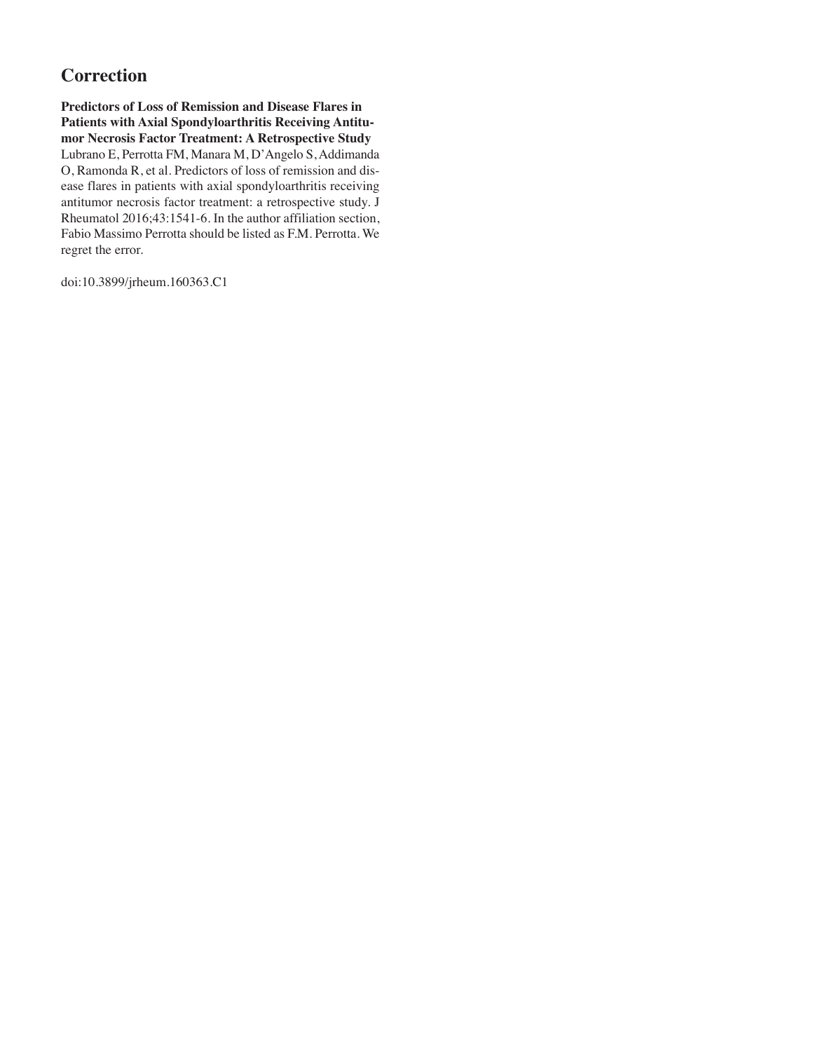# Correction

**Predictors of Loss of Remission and Disease Flares in Patients with Axial Spondyloarthritis Receiving Antitumor Necrosis Factor Treatment: A Retrospective Study**

Lubrano E, Perrotta FM, Manara M, D'Angelo S, Addimanda O, Ramonda R, et al. Predictors of loss of remission and disease flares in patients with axial spondyloarthritis receiving antitumor necrosis factor treatment: a retrospective study. J Rheumatol 2016;43:1541-6. In the author affiliation section, Fabio Massimo Perrotta should be listed as F.M. Perrotta. We regret the error.

doi:10.3899/jrheum.160363.C1